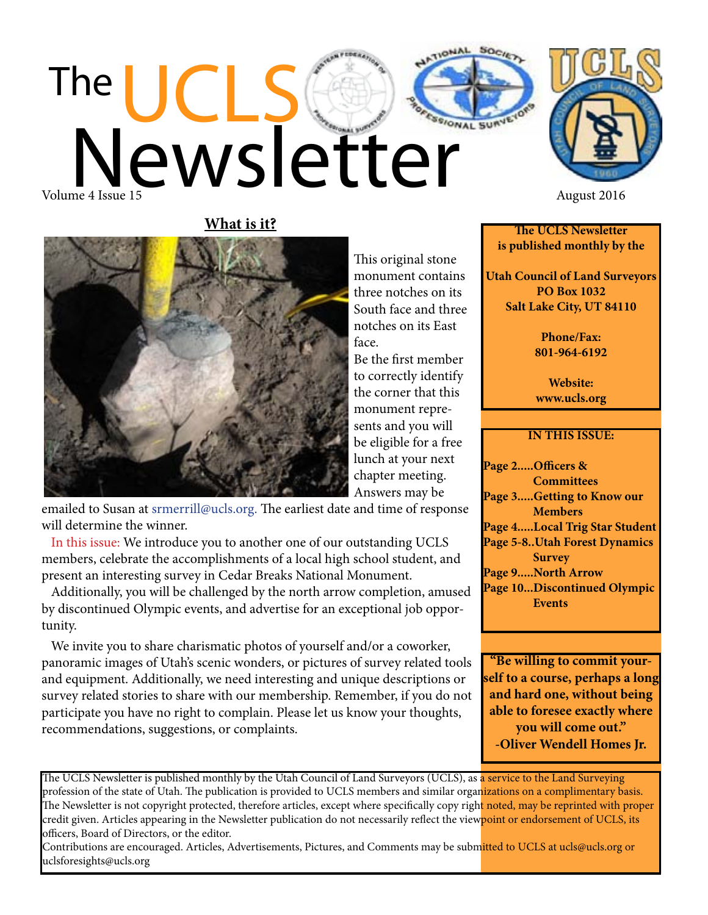# The UCLS Newsletter

Volume 4 Issue 15

August 2016

## What is it?

This original stone monument contains three notches on its South face and three notches on its East face.

Be the first member to correctly identify the corner that this monument represents and you will be eligible for a free lunch at your next chapter meeting. Answers may be emailed to Susan at srmerrill@ucls.org. The earliest date and time of response will determine the winner.

In this issue: We introduce you to another one of our outstanding UCLS members, celebrate the accomplishments of a local high school student, and present an interesting survey in Cedar Breaks National Monument.

Additionally, you will be challenged by the north arrow completion, amused by discontinued Olympic events, and advertise for an exceptional job opportunity.

We invite you to share charismatic photos of yourself and/or a coworker, panoramic images of Utah's scenic wonders, or pictures of survey related tools and equipment. Additionally, we need interesting and unique descriptions or survey related stories to share with our membership. Remember, if you do not participate you have no right to complain. Please let us know your thoughts, recommendations, suggestions, or complaints.

**The UCLS Newsletter is published monthly by the**

**Utah Council of Land Surveyors**
**PO Box 1032**
**Salt Lake City, UT 84110**

**Phone/Fax:**
**801-964-6192**

**Website:**
**www.ucls.org**

**IN THIS ISSUE:**

- **Page 2.....Officers & Committees**
- **Page 3.....Getting to Know our Members**
- **Page 4.....Local Trig Star Student**
- **Page 5-8..Utah Forest Dynamics Survey**
- **Page 9.....North Arrow**
- **Page 10...Discontinued Olympic Events**

**"Be willing to commit yourself to a course, perhaps a long and hard one, without being able to foresee exactly where you will come out."**
**-Oliver Wendell Homes Jr.**

The UCLS Newsletter is published monthly by the Utah Council of Land Surveyors (UCLS), as a service to the Land Surveying profession of the state of Utah. The publication is provided to UCLS members and similar organizations on a complimentary basis. The Newsletter is not copyright protected, therefore articles, except where specifically copy right noted, may be reprinted with proper credit given. Articles appearing in the Newsletter publication do not necessarily reflect the viewpoint or endorsement of UCLS, its officers, Board of Directors, or the editor.

Contributions are encouraged. Articles, Advertisements, Pictures, and Comments may be submitted to UCLS at ucls@ucls.org or uclsforesights@ucls.org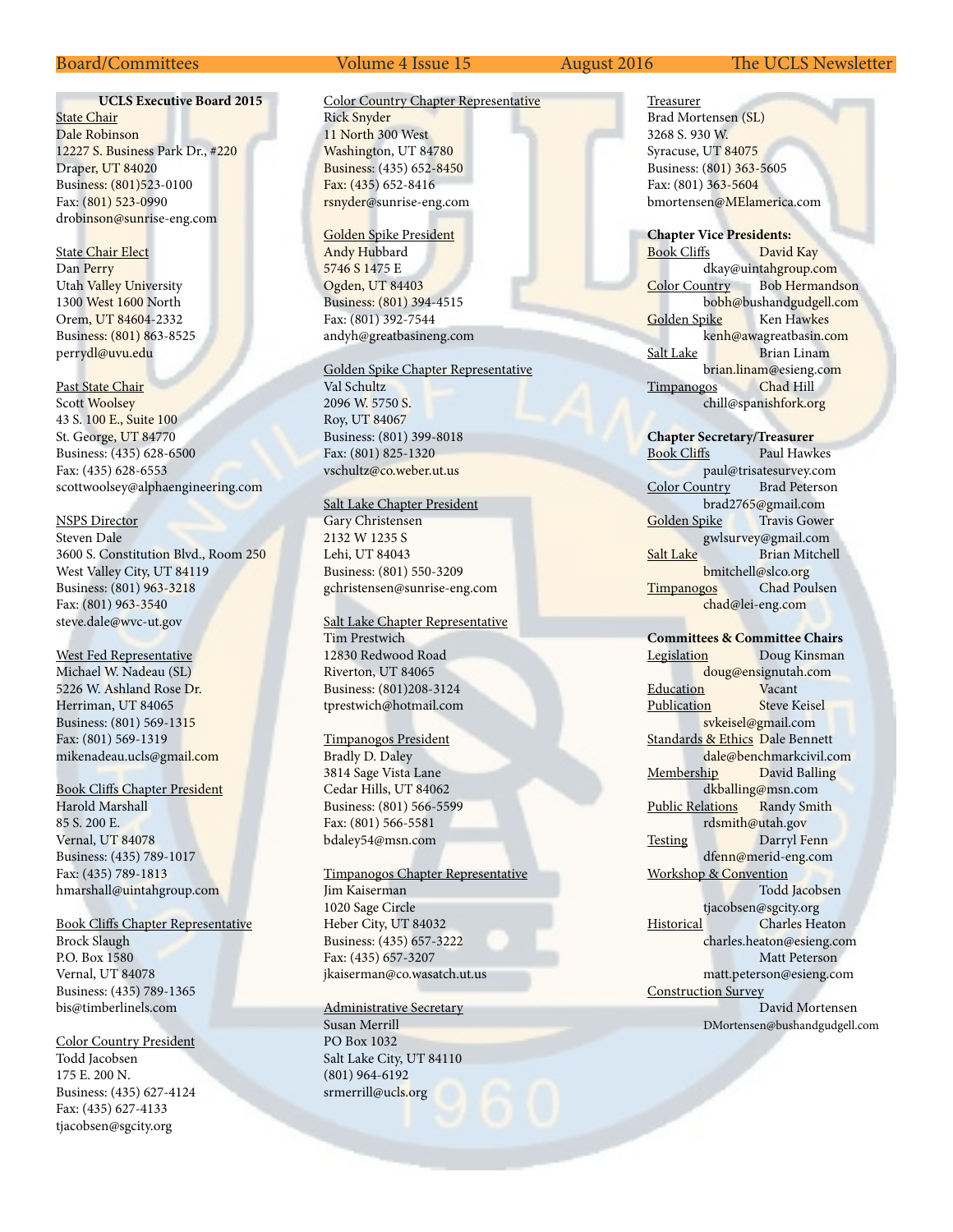**UCLS Executive Board 2015**

State Chair
Dale Robinson
12227 S. Business Park Dr., #220
Draper, UT 84020
Business: (801)523-0100
Fax: (801) 523-0990
drobinson@sunrise-eng.com

State Chair Elect
Dan Perry
Utah Valley University
1300 West 1600 North
Orem, UT 84604-2332
Business: (801) 863-8525
perrydl@uvu.edu

Past State Chair
Scott Woolsey
43 S. 100 E., Suite 100
St. George, UT 84770
Business: (435) 628-6500
Fax: (435) 628-6553
scottwoolsey@alphaengineering.com

NSPS Director
Steven Dale
3600 S. Constitution Blvd., Room 250
West Valley City, UT 84119
Business: (801) 963-3218
Fax: (801) 963-3540
steve.dale@wvc-ut.gov

West Fed Representative
Michael W. Nadeau (SL)
5226 W. Ashland Rose Dr.
Herriman, UT 84065
Business: (801) 569-1315
Fax: (801) 569-1319
mikenadeau.ucls@gmail.com

Book Cliffs Chapter President
Harold Marshall
85 S. 200 E.
Vernal, UT 84078
Business: (435) 789-1017
Fax: (435) 789-1813
hmarshall@uintahgroup.com

Book Cliffs Chapter Representative
Brock Slaugh
P.O. Box 1580
Vernal, UT 84078
Business: (435) 789-1365
bis@timberlinels.com

Color Country President
Todd Jacobsen
175 E. 200 N.
Business: (435) 627-4124
Fax: (435) 627-4133
tjacobsen@sgcity.org

Color Country Chapter Representative
Rick Snyder
11 North 300 West
Washington, UT 84780
Business: (435) 652-8450
Fax: (435) 652-8416
rsnyder@sunrise-eng.com

Golden Spike President
Andy Hubbard
5746 S 1475 E
Ogden, UT 84403
Business: (801) 394-4515
Fax: (801) 392-7544
andyh@greatbasineng.com

Golden Spike Chapter Representative
Val Schultz
2096 W. 5750 S.
Roy, UT 84067
Business: (801) 399-8018
Fax: (801) 825-1320
vschultz@co.weber.ut.us

Salt Lake Chapter President
Gary Christensen
2132 W 1235 S
Lehi, UT 84043
Business: (801) 550-3209
gchristensen@sunrise-eng.com

Salt Lake Chapter Representative
Tim Prestwich
12830 Redwood Road
Riverton, UT 84065
Business: (801)208-3124
tprestwich@hotmail.com

Timpanogos President
Bradly D. Daley
3814 Sage Vista Lane
Cedar Hills, UT 84062
Business: (801) 566-5599
Fax: (801) 566-5581
bdaley54@msn.com

Timpanogos Chapter Representative
Jim Kaiserman
1020 Sage Circle
Heber City, UT 84032
Business: (435) 657-3222
Fax: (435) 657-3207
jkaiserman@co.wasatch.ut.us

Administrative Secretary
Susan Merrill
PO Box 1032
Salt Lake City, UT 84110
(801) 964-6192
srmerrill@ucls.org

Treasurer
Brad Mortensen (SL)
3268 S. 930 W.
Syracuse, UT 84075
Business: (801) 363-5605
Fax: (801) 363-5604
bmortensen@MElamerica.com

**Chapter Vice Presidents:**
Book Cliffs — David Kay
dkay@uintahgroup.com
Color Country — Bob Hermandson
bobh@bushandgudgell.com
Golden Spike — Ken Hawkes
kenh@awagreatbasin.com
Salt Lake — Brian Linam
brian.linam@esieng.com
Timpanogos — Chad Hill
chill@spanishfork.org

**Chapter Secretary/Treasurer**
Book Cliffs — Paul Hawkes
paul@trisatesurvey.com
Color Country — Brad Peterson
brad2765@gmail.com
Golden Spike — Travis Gower
gwlsurvey@gmail.com
Salt Lake — Brian Mitchell
bmitchell@slco.org
Timpanogos — Chad Poulsen
chad@lei-eng.com

**Committees & Committee Chairs**
Legislation — Doug Kinsman
doug@ensignutah.com
Education — Vacant
Publication — Steve Keisel
svkeisel@gmail.com
Standards & Ethics — Dale Bennett
dale@benchmarkcivil.com
Membership — David Balling
dkballing@msn.com
Public Relations — Randy Smith
rdsmith@utah.gov
Testing — Darryl Fenn
dfenn@merid-eng.com
Workshop & Convention — Todd Jacobsen
tjacobsen@sgcity.org
Historical — Charles Heaton
charles.heaton@esieng.com
Matt Peterson
matt.peterson@esieng.com
Construction Survey — David Mortensen
DMortensen@bushandgudgell.com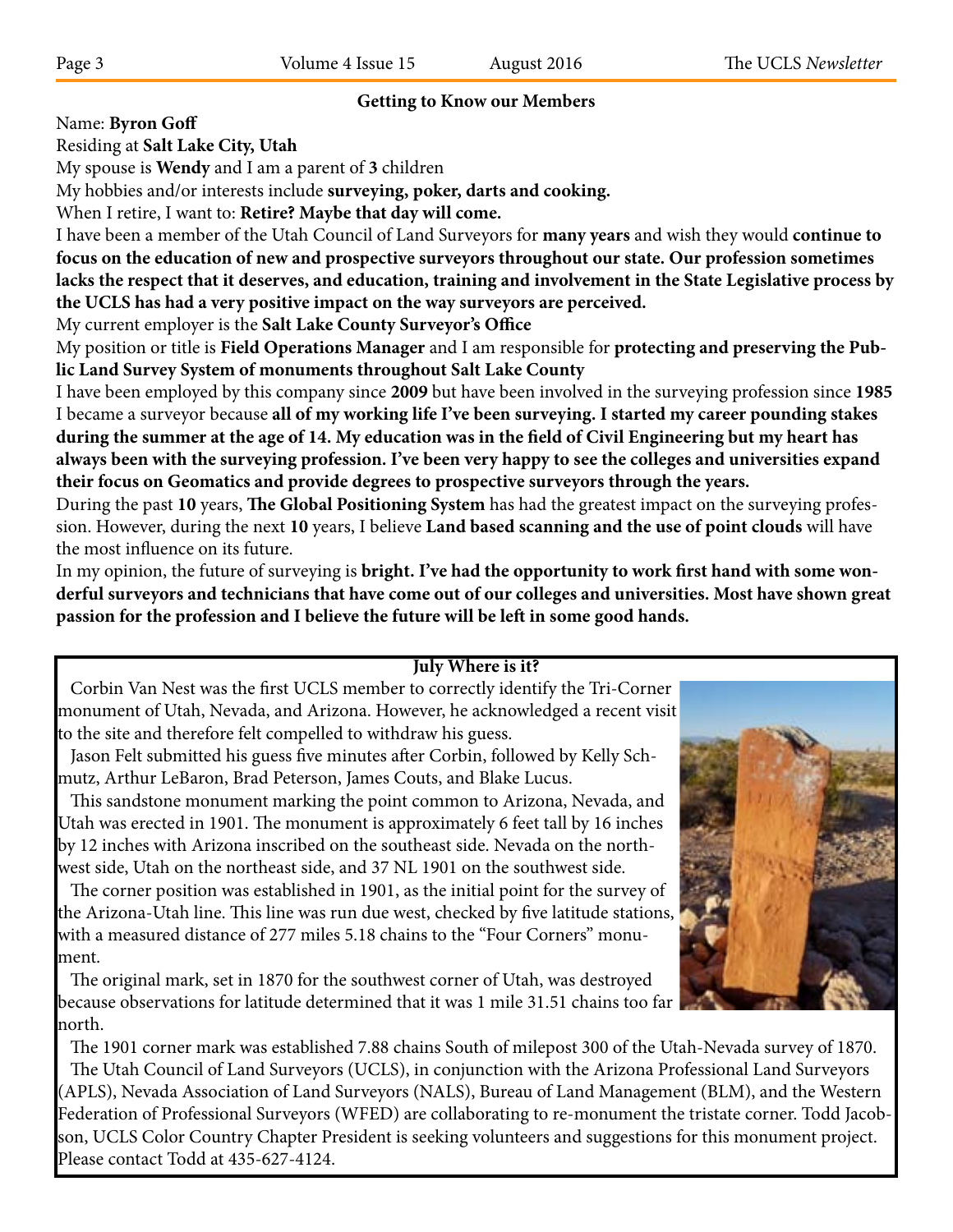## Getting to Know our Members

Name: **Byron Goff**

Residing at **Salt Lake City, Utah**

My spouse is **Wendy** and I am a parent of **3** children

My hobbies and/or interests include **surveying, poker, darts and cooking.**

When I retire, I want to: **Retire? Maybe that day will come.**

I have been a member of the Utah Council of Land Surveyors for **many years** and wish they would **continue to focus on the education of new and prospective surveyors throughout our state. Our profession sometimes lacks the respect that it deserves, and education, training and involvement in the State Legislative process by the UCLS has had a very positive impact on the way surveyors are perceived.**

My current employer is the **Salt Lake County Surveyor's Office**

My position or title is **Field Operations Manager** and I am responsible for **protecting and preserving the Public Land Survey System of monuments throughout Salt Lake County**

I have been employed by this company since **2009** but have been involved in the surveying profession since **1985**

I became a surveyor because **all of my working life I've been surveying. I started my career pounding stakes during the summer at the age of 14. My education was in the field of Civil Engineering but my heart has always been with the surveying profession. I've been very happy to see the colleges and universities expand their focus on Geomatics and provide degrees to prospective surveyors through the years.**

During the past **10** years, **The Global Positioning System** has had the greatest impact on the surveying profession. However, during the next **10** years, I believe **Land based scanning and the use of point clouds** will have the most influence on its future.

In my opinion, the future of surveying is **bright. I've had the opportunity to work first hand with some wonderful surveyors and technicians that have come out of our colleges and universities. Most have shown great passion for the profession and I believe the future will be left in some good hands.**

## July Where is it?

Corbin Van Nest was the first UCLS member to correctly identify the Tri-Corner monument of Utah, Nevada, and Arizona. However, he acknowledged a recent visit to the site and therefore felt compelled to withdraw his guess.

Jason Felt submitted his guess five minutes after Corbin, followed by Kelly Schmutz, Arthur LeBaron, Brad Peterson, James Couts, and Blake Lucus.

This sandstone monument marking the point common to Arizona, Nevada, and Utah was erected in 1901. The monument is approximately 6 feet tall by 16 inches by 12 inches with Arizona inscribed on the southeast side. Nevada on the northwest side, Utah on the northeast side, and 37 NL 1901 on the southwest side.

The corner position was established in 1901, as the initial point for the survey of the Arizona-Utah line. This line was run due west, checked by five latitude stations, with a measured distance of 277 miles 5.18 chains to the "Four Corners" monument.

The original mark, set in 1870 for the southwest corner of Utah, was destroyed because observations for latitude determined that it was 1 mile 31.51 chains too far north.

The 1901 corner mark was established 7.88 chains South of milepost 300 of the Utah-Nevada survey of 1870.

The Utah Council of Land Surveyors (UCLS), in conjunction with the Arizona Professional Land Surveyors (APLS), Nevada Association of Land Surveyors (NALS), Bureau of Land Management (BLM), and the Western Federation of Professional Surveyors (WFED) are collaborating to re-monument the tristate corner. Todd Jacobson, UCLS Color Country Chapter President is seeking volunteers and suggestions for this monument project. Please contact Todd at 435-627-4124.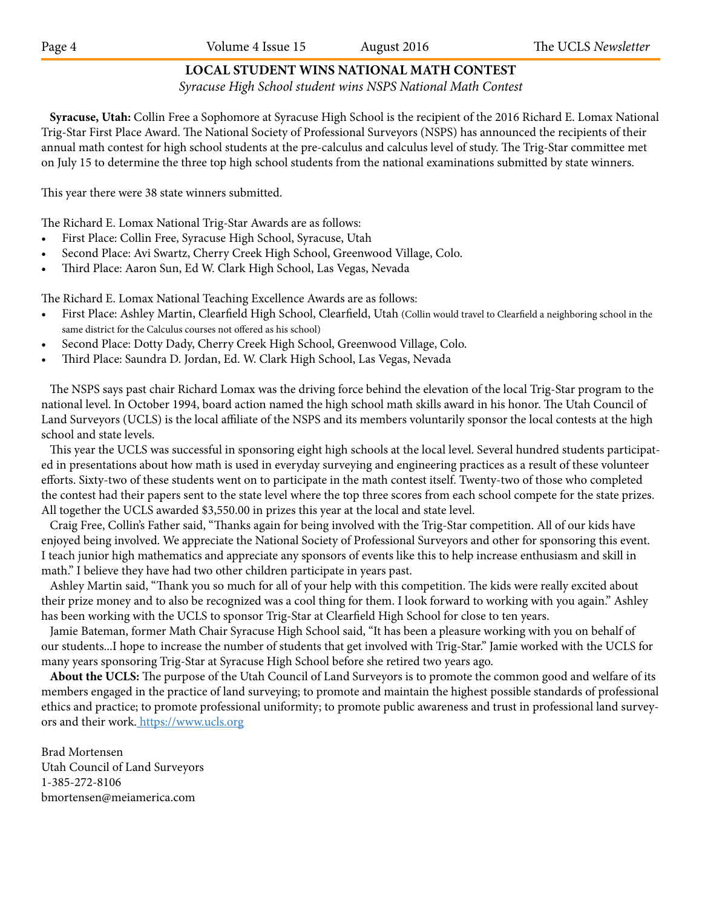## LOCAL STUDENT WINS NATIONAL MATH CONTEST

*Syracuse High School student wins NSPS National Math Contest*

**Syracuse, Utah:** Collin Free a Sophomore at Syracuse High School is the recipient of the 2016 Richard E. Lomax National Trig-Star First Place Award. The National Society of Professional Surveyors (NSPS) has announced the recipients of their annual math contest for high school students at the pre-calculus and calculus level of study. The Trig-Star committee met on July 15 to determine the three top high school students from the national examinations submitted by state winners.

This year there were 38 state winners submitted.

The Richard E. Lomax National Trig-Star Awards are as follows:

- First Place: Collin Free, Syracuse High School, Syracuse, Utah
- Second Place: Avi Swartz, Cherry Creek High School, Greenwood Village, Colo.
- Third Place: Aaron Sun, Ed W. Clark High School, Las Vegas, Nevada

The Richard E. Lomax National Teaching Excellence Awards are as follows:

- First Place: Ashley Martin, Clearfield High School, Clearfield, Utah (Collin would travel to Clearfield a neighboring school in the same district for the Calculus courses not offered as his school)
- Second Place: Dotty Dady, Cherry Creek High School, Greenwood Village, Colo.
- Third Place: Saundra D. Jordan, Ed. W. Clark High School, Las Vegas, Nevada

The NSPS says past chair Richard Lomax was the driving force behind the elevation of the local Trig-Star program to the national level. In October 1994, board action named the high school math skills award in his honor. The Utah Council of Land Surveyors (UCLS) is the local affiliate of the NSPS and its members voluntarily sponsor the local contests at the high school and state levels.

This year the UCLS was successful in sponsoring eight high schools at the local level. Several hundred students participated in presentations about how math is used in everyday surveying and engineering practices as a result of these volunteer efforts. Sixty-two of these students went on to participate in the math contest itself. Twenty-two of those who completed the contest had their papers sent to the state level where the top three scores from each school compete for the state prizes. All together the UCLS awarded $3,550.00 in prizes this year at the local and state level.

Craig Free, Collin's Father said, "Thanks again for being involved with the Trig-Star competition. All of our kids have enjoyed being involved. We appreciate the National Society of Professional Surveyors and other for sponsoring this event. I teach junior high mathematics and appreciate any sponsors of events like this to help increase enthusiasm and skill in math." I believe they have had two other children participate in years past.

Ashley Martin said, "Thank you so much for all of your help with this competition. The kids were really excited about their prize money and to also be recognized was a cool thing for them. I look forward to working with you again." Ashley has been working with the UCLS to sponsor Trig-Star at Clearfield High School for close to ten years.

Jamie Bateman, former Math Chair Syracuse High School said, "It has been a pleasure working with you on behalf of our students...I hope to increase the number of students that get involved with Trig-Star." Jamie worked with the UCLS for many years sponsoring Trig-Star at Syracuse High School before she retired two years ago.

**About the UCLS:** The purpose of the Utah Council of Land Surveyors is to promote the common good and welfare of its members engaged in the practice of land surveying; to promote and maintain the highest possible standards of professional ethics and practice; to promote professional uniformity; to promote public awareness and trust in professional land surveyors and their work. https://www.ucls.org

Brad Mortensen
Utah Council of Land Surveyors
1-385-272-8106
bmortensen@meiamerica.com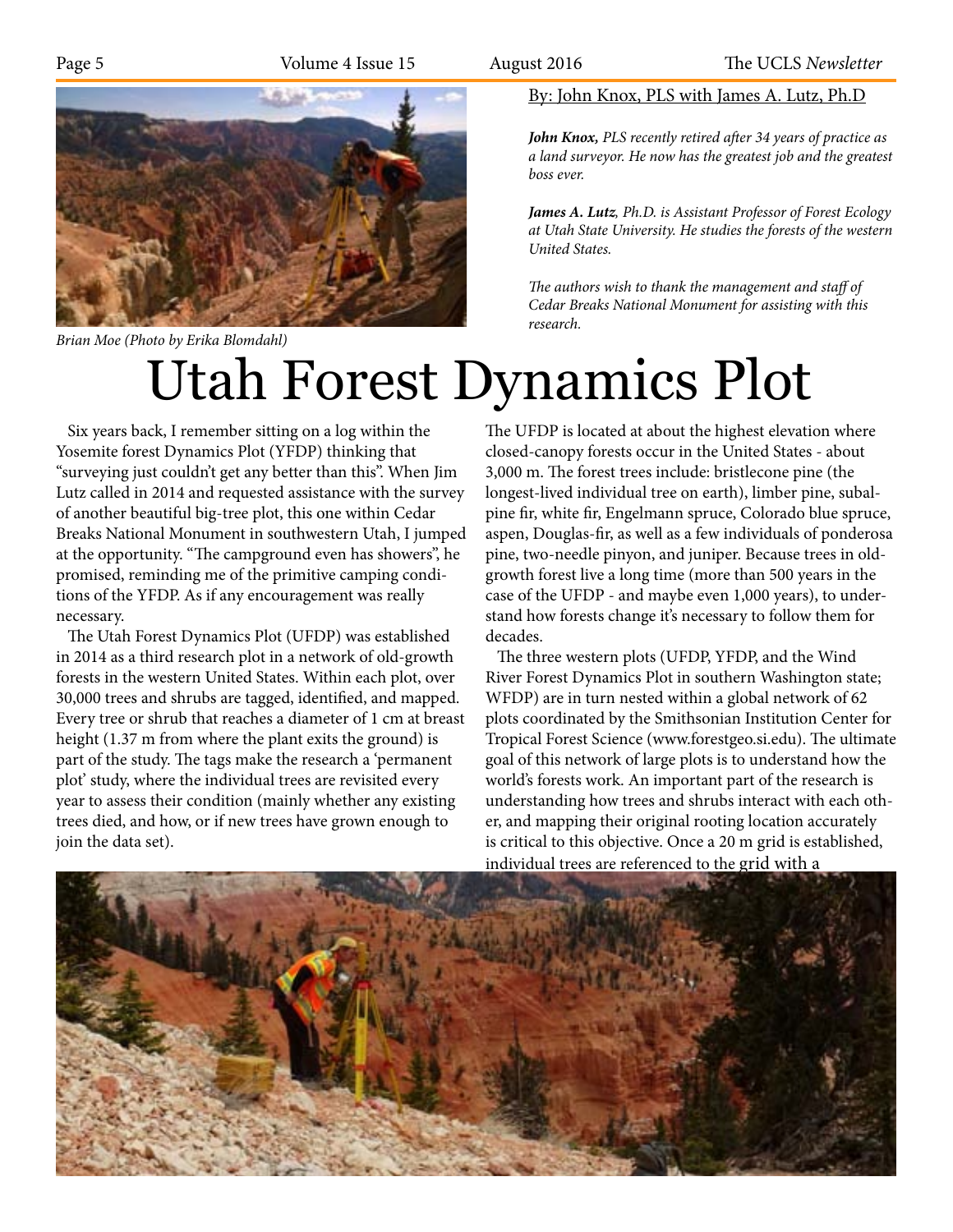Brian Moe (Photo by Erika Blomdahl)

By: John Knox, PLS with James A. Lutz, Ph.D

***John Knox,** PLS recently retired after 34 years of practice as a land surveyor. He now has the greatest job and the greatest boss ever.*

***James A. Lutz**, Ph.D. is Assistant Professor of Forest Ecology at Utah State University. He studies the forests of the western United States.*

*The authors wish to thank the management and staff of Cedar Breaks National Monument for assisting with this research.*

# Utah Forest Dynamics Plot

Six years back, I remember sitting on a log within the Yosemite forest Dynamics Plot (YFDP) thinking that "surveying just couldn't get any better than this". When Jim Lutz called in 2014 and requested assistance with the survey of another beautiful big-tree plot, this one within Cedar Breaks National Monument in southwestern Utah, I jumped at the opportunity. "The campground even has showers", he promised, reminding me of the primitive camping conditions of the YFDP. As if any encouragement was really necessary.

The Utah Forest Dynamics Plot (UFDP) was established in 2014 as a third research plot in a network of old-growth forests in the western United States. Within each plot, over 30,000 trees and shrubs are tagged, identified, and mapped. Every tree or shrub that reaches a diameter of 1 cm at breast height (1.37 m from where the plant exits the ground) is part of the study. The tags make the research a 'permanent plot' study, where the individual trees are revisited every year to assess their condition (mainly whether any existing trees died, and how, or if new trees have grown enough to join the data set).

The UFDP is located at about the highest elevation where closed-canopy forests occur in the United States - about 3,000 m. The forest trees include: bristlecone pine (the longest-lived individual tree on earth), limber pine, subalpine fir, white fir, Engelmann spruce, Colorado blue spruce, aspen, Douglas-fir, as well as a few individuals of ponderosa pine, two-needle pinyon, and juniper. Because trees in old-growth forest live a long time (more than 500 years in the case of the UFDP - and maybe even 1,000 years), to understand how forests change it's necessary to follow them for decades.

The three western plots (UFDP, YFDP, and the Wind River Forest Dynamics Plot in southern Washington state; WFDP) are in turn nested within a global network of 62 plots coordinated by the Smithsonian Institution Center for Tropical Forest Science (www.forestgeo.si.edu). The ultimate goal of this network of large plots is to understand how the world's forests work. An important part of the research is understanding how trees and shrubs interact with each other, and mapping their original rooting location accurately is critical to this objective. Once a 20 m grid is established, individual trees are referenced to the grid with a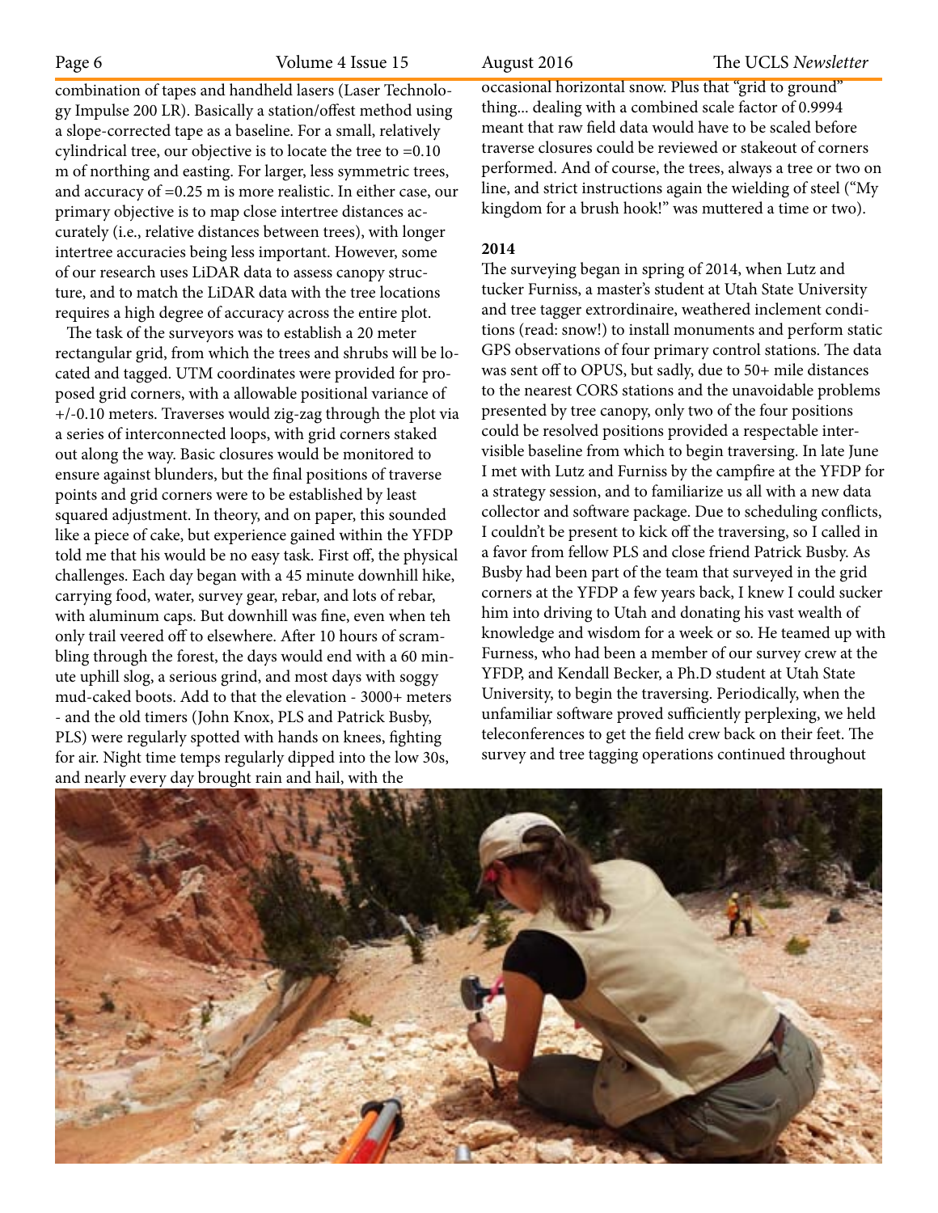combination of tapes and handheld lasers (Laser Technology Impulse 200 LR). Basically a station/offest method using a slope-corrected tape as a baseline. For a small, relatively cylindrical tree, our objective is to locate the tree to =0.10 m of northing and easting. For larger, less symmetric trees, and accuracy of =0.25 m is more realistic. In either case, our primary objective is to map close intertree distances accurately (i.e., relative distances between trees), with longer intertree accuracies being less important. However, some of our research uses LiDAR data to assess canopy structure, and to match the LiDAR data with the tree locations requires a high degree of accuracy across the entire plot.

The task of the surveyors was to establish a 20 meter rectangular grid, from which the trees and shrubs will be located and tagged. UTM coordinates were provided for proposed grid corners, with a allowable positional variance of +/-0.10 meters. Traverses would zig-zag through the plot via a series of interconnected loops, with grid corners staked out along the way. Basic closures would be monitored to ensure against blunders, but the final positions of traverse points and grid corners were to be established by least squared adjustment. In theory, and on paper, this sounded like a piece of cake, but experience gained within the YFDP told me that his would be no easy task. First off, the physical challenges. Each day began with a 45 minute downhill hike, carrying food, water, survey gear, rebar, and lots of rebar, with aluminum caps. But downhill was fine, even when teh only trail veered off to elsewhere. After 10 hours of scrambling through the forest, the days would end with a 60 minute uphill slog, a serious grind, and most days with soggy mud-caked boots. Add to that the elevation - 3000+ meters - and the old timers (John Knox, PLS and Patrick Busby, PLS) were regularly spotted with hands on knees, fighting for air. Night time temps regularly dipped into the low 30s, and nearly every day brought rain and hail, with the occasional horizontal snow. Plus that "grid to ground" thing... dealing with a combined scale factor of 0.9994 meant that raw field data would have to be scaled before traverse closures could be reviewed or stakeout of corners performed. And of course, the trees, always a tree or two on line, and strict instructions again the wielding of steel ("My kingdom for a brush hook!" was muttered a time or two).

**2014**

The surveying began in spring of 2014, when Lutz and tucker Furniss, a master's student at Utah State University and tree tagger extrordinaire, weathered inclement conditions (read: snow!) to install monuments and perform static GPS observations of four primary control stations. The data was sent off to OPUS, but sadly, due to 50+ mile distances to the nearest CORS stations and the unavoidable problems presented by tree canopy, only two of the four positions could be resolved positions provided a respectable intervisible baseline from which to begin traversing. In late June I met with Lutz and Furniss by the campfire at the YFDP for a strategy session, and to familiarize us all with a new data collector and software package. Due to scheduling conflicts, I couldn't be present to kick off the traversing, so I called in a favor from fellow PLS and close friend Patrick Busby. As Busby had been part of the team that surveyed in the grid corners at the YFDP a few years back, I knew I could sucker him into driving to Utah and donating his vast wealth of knowledge and wisdom for a week or so. He teamed up with Furness, who had been a member of our survey crew at the YFDP, and Kendall Becker, a Ph.D student at Utah State University, to begin the traversing. Periodically, when the unfamiliar software proved sufficiently perplexing, we held teleconferences to get the field crew back on their feet. The survey and tree tagging operations continued throughout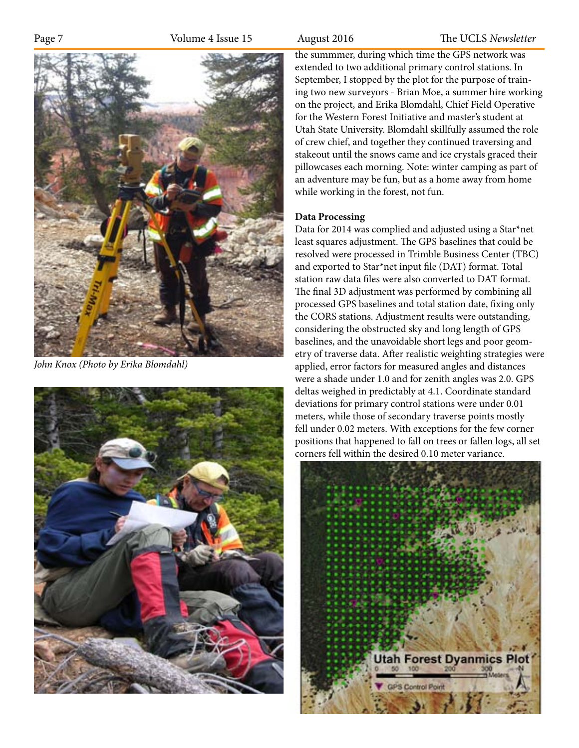*John Knox (Photo by Erika Blomdahl)*

the summmer, during which time the GPS network was extended to two additional primary control stations. In September, I stopped by the plot for the purpose of training two new surveyors - Brian Moe, a summer hire working on the project, and Erika Blomdahl, Chief Field Operative for the Western Forest Initiative and master's student at Utah State University. Blomdahl skillfully assumed the role of crew chief, and together they continued traversing and stakeout until the snows came and ice crystals graced their pillowcases each morning. Note: winter camping as part of an adventure may be fun, but as a home away from home while working in the forest, not fun.

**Data Processing**

Data for 2014 was complied and adjusted using a Star*net least squares adjustment. The GPS baselines that could be resolved were processed in Trimble Business Center (TBC) and exported to Star*net input file (DAT) format. Total station raw data files were also converted to DAT format. The final 3D adjustment was performed by combining all processed GPS baselines and total station date, fixing only the CORS stations. Adjustment results were outstanding, considering the obstructed sky and long length of GPS baselines, and the unavoidable short legs and poor geometry of traverse data. After realistic weighting strategies were applied, error factors for measured angles and distances were a shade under 1.0 and for zenith angles was 2.0. GPS deltas weighed in predictably at 4.1. Coordinate standard deviations for primary control stations were under 0.01 meters, while those of secondary traverse points mostly fell under 0.02 meters. With exceptions for the few corner positions that happened to fall on trees or fallen logs, all set corners fell within the desired 0.10 meter variance.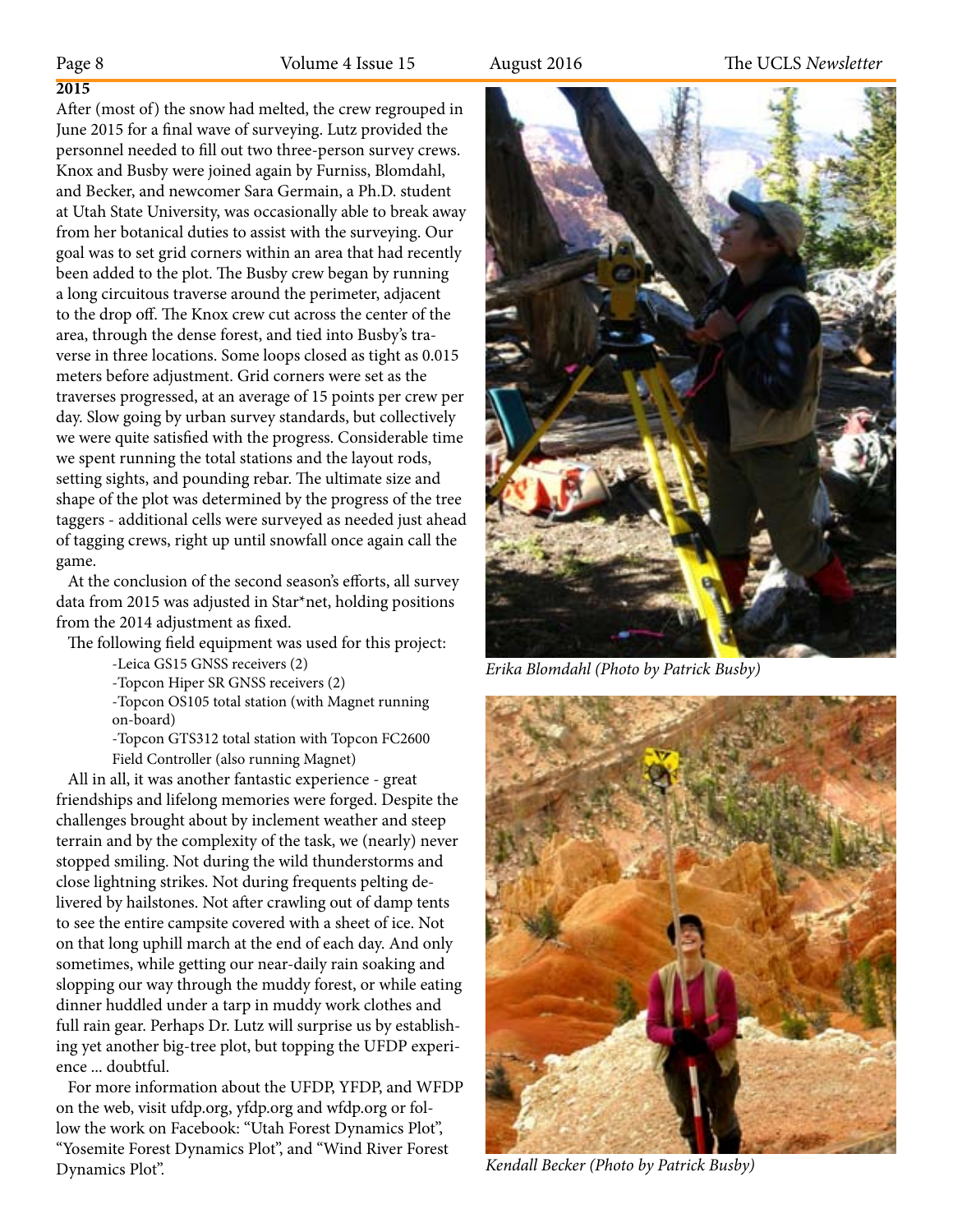**2015**

After (most of) the snow had melted, the crew regrouped in June 2015 for a final wave of surveying. Lutz provided the personnel needed to fill out two three-person survey crews. Knox and Busby were joined again by Furniss, Blomdahl, and Becker, and newcomer Sara Germain, a Ph.D. student at Utah State University, was occasionally able to break away from her botanical duties to assist with the surveying. Our goal was to set grid corners within an area that had recently been added to the plot. The Busby crew began by running a long circuitous traverse around the perimeter, adjacent to the drop off. The Knox crew cut across the center of the area, through the dense forest, and tied into Busby's traverse in three locations. Some loops closed as tight as 0.015 meters before adjustment. Grid corners were set as the traverses progressed, at an average of 15 points per crew per day. Slow going by urban survey standards, but collectively we were quite satisfied with the progress. Considerable time we spent running the total stations and the layout rods, setting sights, and pounding rebar. The ultimate size and shape of the plot was determined by the progress of the tree taggers - additional cells were surveyed as needed just ahead of tagging crews, right up until snowfall once again call the game.

At the conclusion of the second season's efforts, all survey data from 2015 was adjusted in Star*net, holding positions from the 2014 adjustment as fixed.

The following field equipment was used for this project:

- Leica GS15 GNSS receivers (2)
- Topcon Hiper SR GNSS receivers (2)
- Topcon OS105 total station (with Magnet running on-board)
- Topcon GTS312 total station with Topcon FC2600 Field Controller (also running Magnet)

All in all, it was another fantastic experience - great friendships and lifelong memories were forged. Despite the challenges brought about by inclement weather and steep terrain and by the complexity of the task, we (nearly) never stopped smiling. Not during the wild thunderstorms and close lightning strikes. Not during frequents pelting delivered by hailstones. Not after crawling out of damp tents to see the entire campsite covered with a sheet of ice. Not on that long uphill march at the end of each day. And only sometimes, while getting our near-daily rain soaking and slopping our way through the muddy forest, or while eating dinner huddled under a tarp in muddy work clothes and full rain gear. Perhaps Dr. Lutz will surprise us by establishing yet another big-tree plot, but topping the UFDP experience ... doubtful.

For more information about the UFDP, YFDP, and WFDP on the web, visit ufdp.org, yfdp.org and wfdp.org or follow the work on Facebook: "Utah Forest Dynamics Plot", "Yosemite Forest Dynamics Plot", and "Wind River Forest Dynamics Plot".

*Erika Blomdahl (Photo by Patrick Busby)*

*Kendall Becker (Photo by Patrick Busby)*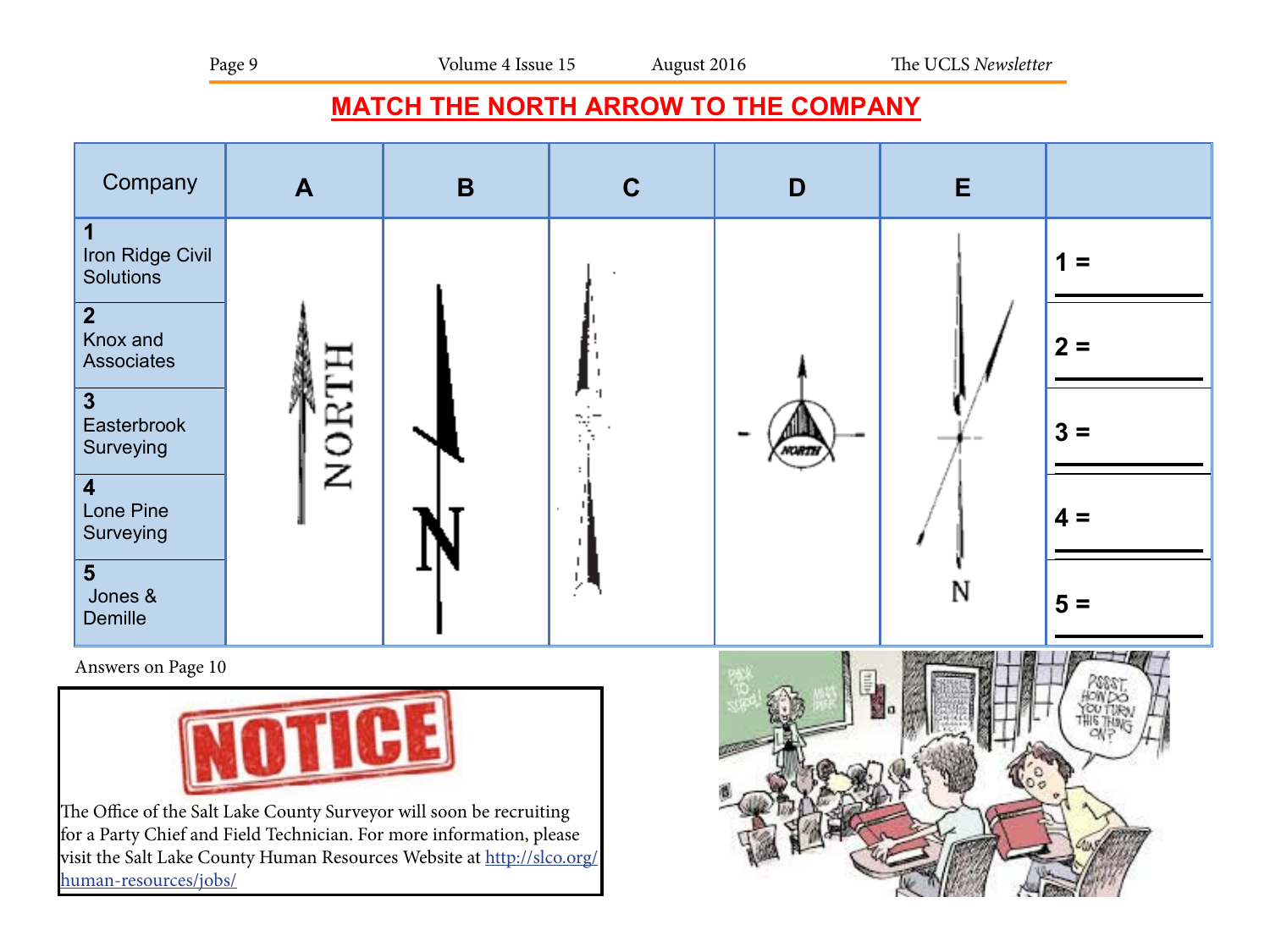# MATCH THE NORTH ARROW TO THE COMPANY

| Company | A | B | C | D | E | |
|---|---|---|---|---|---|---|
| 1 Iron Ridge Civil Solutions | | | | | | 1 = ____ |
| 2 Knox and Associates | | | | | | 2 = ____ |
| 3 Easterbrook Surveying | | | | | | 3 = ____ |
| 4 Lone Pine Surveying | | | | | | 4 = ____ |
| 5 Jones & Demille | | | | | | 5 = ____ |

Answers on Page 10

**NOTICE**

The Office of the Salt Lake County Surveyor will soon be recruiting for a Party Chief and Field Technician. For more information, please visit the Salt Lake County Human Resources Website at [http://slco.org/human-resources/jobs/](http://slco.org/human-resources/jobs/)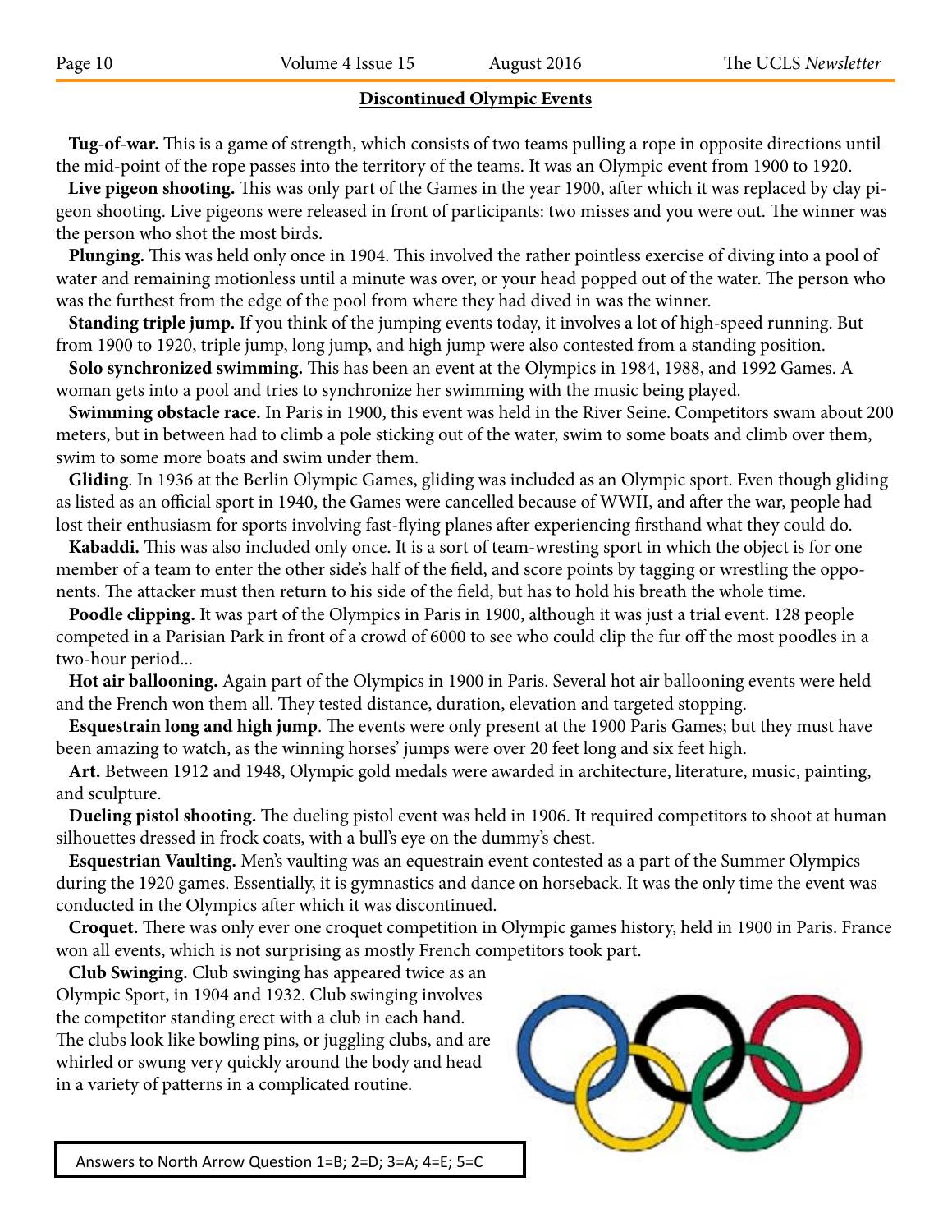## Discontinued Olympic Events

**Tug-of-war.** This is a game of strength, which consists of two teams pulling a rope in opposite directions until the mid-point of the rope passes into the territory of the teams. It was an Olympic event from 1900 to 1920.

**Live pigeon shooting.** This was only part of the Games in the year 1900, after which it was replaced by clay pigeon shooting. Live pigeons were released in front of participants: two misses and you were out. The winner was the person who shot the most birds.

**Plunging.** This was held only once in 1904. This involved the rather pointless exercise of diving into a pool of water and remaining motionless until a minute was over, or your head popped out of the water. The person who was the furthest from the edge of the pool from where they had dived in was the winner.

**Standing triple jump.** If you think of the jumping events today, it involves a lot of high-speed running. But from 1900 to 1920, triple jump, long jump, and high jump were also contested from a standing position.

**Solo synchronized swimming.** This has been an event at the Olympics in 1984, 1988, and 1992 Games. A woman gets into a pool and tries to synchronize her swimming with the music being played.

**Swimming obstacle race.** In Paris in 1900, this event was held in the River Seine. Competitors swam about 200 meters, but in between had to climb a pole sticking out of the water, swim to some boats and climb over them, swim to some more boats and swim under them.

**Gliding**. In 1936 at the Berlin Olympic Games, gliding was included as an Olympic sport. Even though gliding as listed as an official sport in 1940, the Games were cancelled because of WWII, and after the war, people had lost their enthusiasm for sports involving fast-flying planes after experiencing firsthand what they could do.

**Kabaddi.** This was also included only once. It is a sort of team-wresting sport in which the object is for one member of a team to enter the other side's half of the field, and score points by tagging or wrestling the opponents. The attacker must then return to his side of the field, but has to hold his breath the whole time.

**Poodle clipping.** It was part of the Olympics in Paris in 1900, although it was just a trial event. 128 people competed in a Parisian Park in front of a crowd of 6000 to see who could clip the fur off the most poodles in a two-hour period...

**Hot air ballooning.** Again part of the Olympics in 1900 in Paris. Several hot air ballooning events were held and the French won them all. They tested distance, duration, elevation and targeted stopping.

**Esquestrain long and high jump**. The events were only present at the 1900 Paris Games; but they must have been amazing to watch, as the winning horses' jumps were over 20 feet long and six feet high.

**Art.** Between 1912 and 1948, Olympic gold medals were awarded in architecture, literature, music, painting, and sculpture.

**Dueling pistol shooting.** The dueling pistol event was held in 1906. It required competitors to shoot at human silhouettes dressed in frock coats, with a bull's eye on the dummy's chest.

**Esquestrian Vaulting.** Men's vaulting was an equestrain event contested as a part of the Summer Olympics during the 1920 games. Essentially, it is gymnastics and dance on horseback. It was the only time the event was conducted in the Olympics after which it was discontinued.

**Croquet.** There was only ever one croquet competition in Olympic games history, held in 1900 in Paris. France won all events, which is not surprising as mostly French competitors took part.

**Club Swinging.** Club swinging has appeared twice as an Olympic Sport, in 1904 and 1932. Club swinging involves the competitor standing erect with a club in each hand. The clubs look like bowling pins, or juggling clubs, and are whirled or swung very quickly around the body and head in a variety of patterns in a complicated routine.

Answers to North Arrow Question 1=B; 2=D; 3=A; 4=E; 5=C